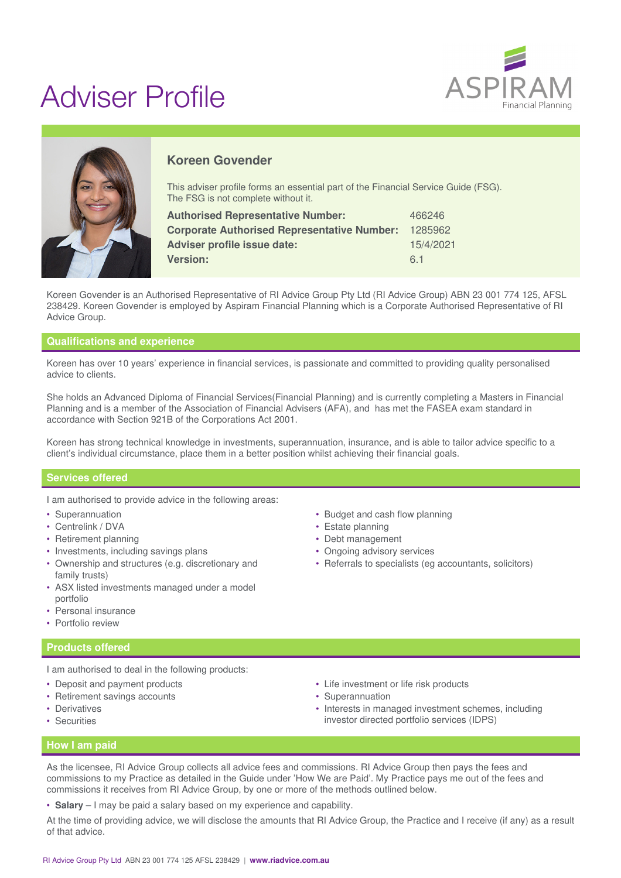# Adviser Profile

ASPIRAM Financial Planning

## Koreen Govender

This adviser profile forms an essential part of the Financial Service Guide (FSG). The FSG is not complete without it.

| | |
|---|---|
| **Authorised Representative Number:** | 466246 |
| **Corporate Authorised Representative Number:** | 1285962 |
| **Adviser profile issue date:** | 15/4/2021 |
| **Version:** | 6.1 |

Koreen Govender is an Authorised Representative of RI Advice Group Pty Ltd (RI Advice Group) ABN 23 001 774 125, AFSL 238429. Koreen Govender is employed by Aspiram Financial Planning which is a Corporate Authorised Representative of RI Advice Group.

## Qualifications and experience

Koreen has over 10 years' experience in financial services, is passionate and committed to providing quality personalised advice to clients.

She holds an Advanced Diploma of Financial Services(Financial Planning) and is currently completing a Masters in Financial Planning and is a member of the Association of Financial Advisers (AFA), and has met the FASEA exam standard in accordance with Section 921B of the Corporations Act 2001.

Koreen has strong technical knowledge in investments, superannuation, insurance, and is able to tailor advice specific to a client's individual circumstance, place them in a better position whilst achieving their financial goals.

## Services offered

I am authorised to provide advice in the following areas:

- Superannuation
- Centrelink / DVA
- Retirement planning
- Investments, including savings plans
- Ownership and structures (e.g. discretionary and family trusts)
- ASX listed investments managed under a model portfolio
- Personal insurance
- Portfolio review
- Budget and cash flow planning
- Estate planning
- Debt management
- Ongoing advisory services
- Referrals to specialists (eg accountants, solicitors)

## Products offered

I am authorised to deal in the following products:

- Deposit and payment products
- Retirement savings accounts
- Derivatives
- Securities
- Life investment or life risk products
- Superannuation
- Interests in managed investment schemes, including investor directed portfolio services (IDPS)

## How I am paid

As the licensee, RI Advice Group collects all advice fees and commissions. RI Advice Group then pays the fees and commissions to my Practice as detailed in the Guide under 'How We are Paid'. My Practice pays me out of the fees and commissions it receives from RI Advice Group, by one or more of the methods outlined below.

- **Salary** – I may be paid a salary based on my experience and capability.

At the time of providing advice, we will disclose the amounts that RI Advice Group, the Practice and I receive (if any) as a result of that advice.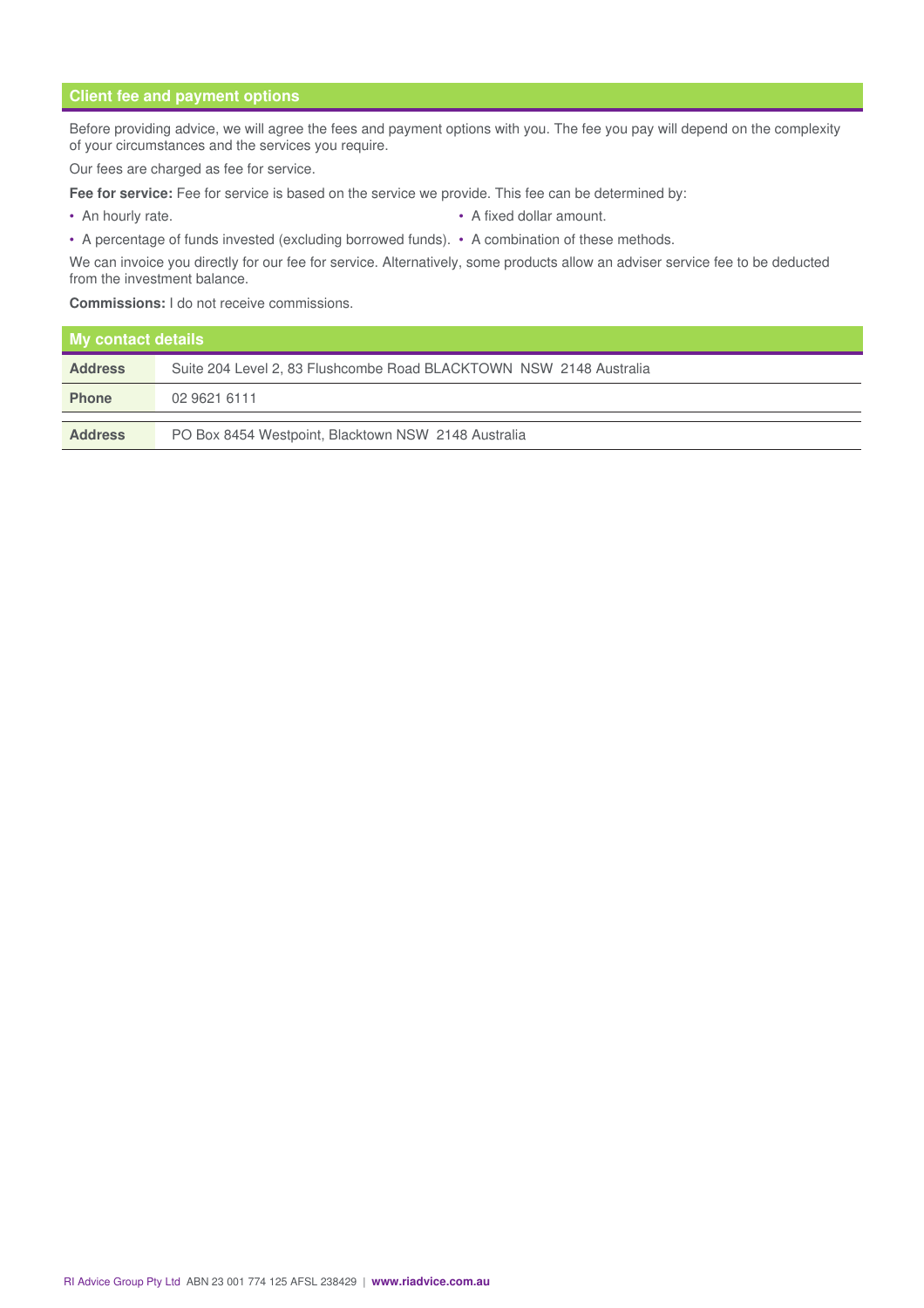## Client fee and payment options

Before providing advice, we will agree the fees and payment options with you. The fee you pay will depend on the complexity of your circumstances and the services you require.

Our fees are charged as fee for service.

**Fee for service:** Fee for service is based on the service we provide. This fee can be determined by:

- An hourly rate.
- A fixed dollar amount.
- A percentage of funds invested (excluding borrowed funds).
- A combination of these methods.

We can invoice you directly for our fee for service. Alternatively, some products allow an adviser service fee to be deducted from the investment balance.

**Commissions:** I do not receive commissions.

## My contact details

| | |
|---|---|
| **Address** | Suite 204 Level 2, 83 Flushcombe Road BLACKTOWN NSW 2148 Australia |
| **Phone** | 02 9621 6111 |
| **Address** | PO Box 8454 Westpoint, Blacktown NSW 2148 Australia |

RI Advice Group Pty Ltd ABN 23 001 774 125 AFSL 238429 | **www.riadvice.com.au**